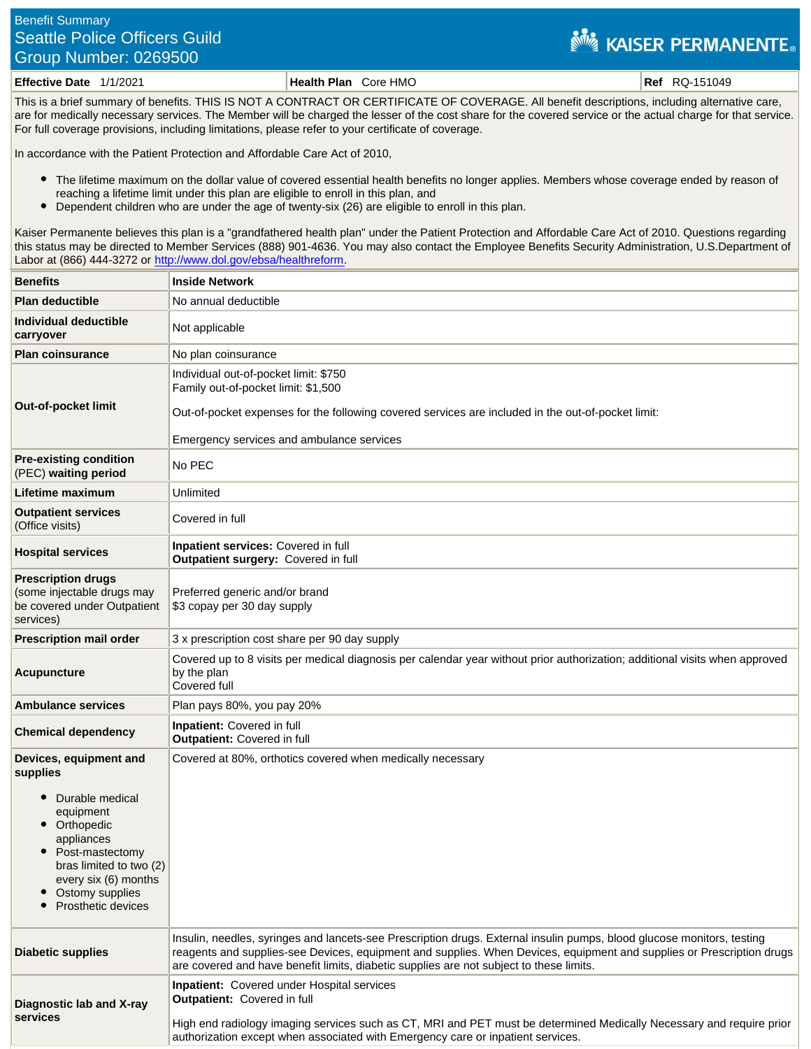Benefit Summary

# Seattle Police Officers Guild

## Group Number: 0269500

KAISER PERMANENTE

| **Effective Date** 1/1/2021 | **Health Plan** Core HMO | **Ref** RQ-151049 |
|---|---|---|

This is a brief summary of benefits. THIS IS NOT A CONTRACT OR CERTIFICATE OF COVERAGE. All benefit descriptions, including alternative care, are for medically necessary services. The Member will be charged the lesser of the cost share for the covered service or the actual charge for that service. For full coverage provisions, including limitations, please refer to your certificate of coverage.

In accordance with the Patient Protection and Affordable Care Act of 2010,

- The lifetime maximum on the dollar value of covered essential health benefits no longer applies. Members whose coverage ended by reason of reaching a lifetime limit under this plan are eligible to enroll in this plan, and
- Dependent children who are under the age of twenty-six (26) are eligible to enroll in this plan.

Kaiser Permanente believes this plan is a "grandfathered health plan" under the Patient Protection and Affordable Care Act of 2010. Questions regarding this status may be directed to Member Services (888) 901-4636. You may also contact the Employee Benefits Security Administration, U.S.Department of Labor at (866) 444-3272 or http://www.dol.gov/ebsa/healthreform.

| **Benefits** | **Inside Network** |
|---|---|
| **Plan deductible** | No annual deductible |
| **Individual deductible carryover** | Not applicable |
| **Plan coinsurance** | No plan coinsurance |
| **Out-of-pocket limit** | Individual out-of-pocket limit: $750<br>Family out-of-pocket limit: $1,500<br><br>Out-of-pocket expenses for the following covered services are included in the out-of-pocket limit:<br><br>Emergency services and ambulance services |
| **Pre-existing condition** (PEC) **waiting period** | No PEC |
| **Lifetime maximum** | Unlimited |
| **Outpatient services** (Office visits) | Covered in full |
| **Hospital services** | **Inpatient services:** Covered in full<br>**Outpatient surgery:** Covered in full |
| **Prescription drugs** (some injectable drugs may be covered under Outpatient services) | Preferred generic and/or brand<br>$3 copay per 30 day supply |
| **Prescription mail order** | 3 x prescription cost share per 90 day supply |
| **Acupuncture** | Covered up to 8 visits per medical diagnosis per calendar year without prior authorization; additional visits when approved by the plan<br>Covered full |
| **Ambulance services** | Plan pays 80%, you pay 20% |
| **Chemical dependency** | **Inpatient:** Covered in full<br>**Outpatient:** Covered in full |
| **Devices, equipment and supplies**<br>• Durable medical equipment<br>• Orthopedic appliances<br>• Post-mastectomy bras limited to two (2) every six (6) months<br>• Ostomy supplies<br>• Prosthetic devices | Covered at 80%, orthotics covered when medically necessary |
| **Diabetic supplies** | Insulin, needles, syringes and lancets-see Prescription drugs. External insulin pumps, blood glucose monitors, testing reagents and supplies-see Devices, equipment and supplies. When Devices, equipment and supplies or Prescription drugs are covered and have benefit limits, diabetic supplies are not subject to these limits. |
| **Diagnostic lab and X-ray services** | **Inpatient:** Covered under Hospital services<br>**Outpatient:** Covered in full<br><br>High end radiology imaging services such as CT, MRI and PET must be determined Medically Necessary and require prior authorization except when associated with Emergency care or inpatient services. |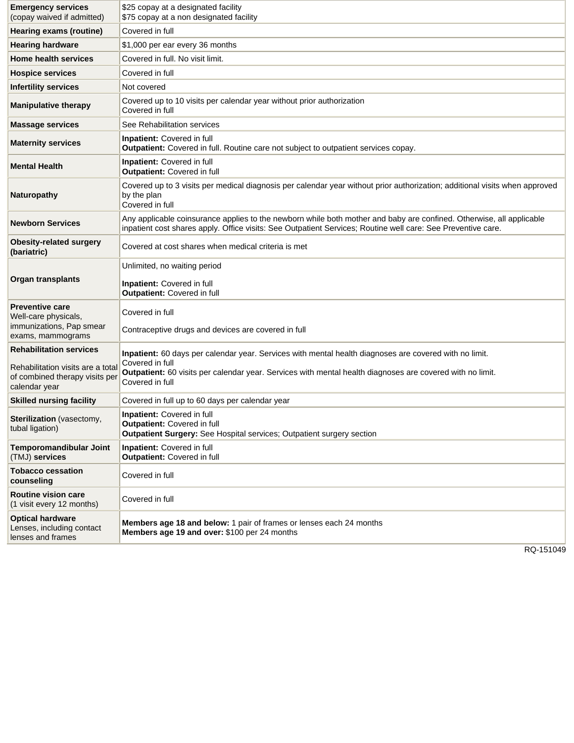| | |
|---|---|
| **Emergency services** (copay waived if admitted) | $25 copay at a designated facility<br>$75 copay at a non designated facility |
| **Hearing exams (routine)** | Covered in full |
| **Hearing hardware** | $1,000 per ear every 36 months |
| **Home health services** | Covered in full. No visit limit. |
| **Hospice services** | Covered in full |
| **Infertility services** | Not covered |
| **Manipulative therapy** | Covered up to 10 visits per calendar year without prior authorization<br>Covered in full |
| **Massage services** | See Rehabilitation services |
| **Maternity services** | **Inpatient:** Covered in full<br>**Outpatient:** Covered in full. Routine care not subject to outpatient services copay. |
| **Mental Health** | **Inpatient:** Covered in full<br>**Outpatient:** Covered in full |
| **Naturopathy** | Covered up to 3 visits per medical diagnosis per calendar year without prior authorization; additional visits when approved by the plan<br>Covered in full |
| **Newborn Services** | Any applicable coinsurance applies to the newborn while both mother and baby are confined. Otherwise, all applicable inpatient cost shares apply. Office visits: See Outpatient Services; Routine well care: See Preventive care. |
| **Obesity-related surgery (bariatric)** | Covered at cost shares when medical criteria is met |
| **Organ transplants** | Unlimited, no waiting period<br><br>**Inpatient:** Covered in full<br>**Outpatient:** Covered in full |
| **Preventive care** Well-care physicals, immunizations, Pap smear exams, mammograms | Covered in full<br><br>Contraceptive drugs and devices are covered in full |
| **Rehabilitation services**<br><br>Rehabilitation visits are a total of combined therapy visits per calendar year | **Inpatient:** 60 days per calendar year. Services with mental health diagnoses are covered with no limit.<br>Covered in full<br>**Outpatient:** 60 visits per calendar year. Services with mental health diagnoses are covered with no limit.<br>Covered in full |
| **Skilled nursing facility** | Covered in full up to 60 days per calendar year |
| **Sterilization** (vasectomy, tubal ligation) | **Inpatient:** Covered in full<br>**Outpatient:** Covered in full<br>**Outpatient Surgery:** See Hospital services; Outpatient surgery section |
| **Temporomandibular Joint** (TMJ) **services** | **Inpatient:** Covered in full<br>**Outpatient:** Covered in full |
| **Tobacco cessation counseling** | Covered in full |
| **Routine vision care** (1 visit every 12 months) | Covered in full |
| **Optical hardware** Lenses, including contact lenses and frames | **Members age 18 and below:** 1 pair of frames or lenses each 24 months<br>**Members age 19 and over:** $100 per 24 months |

RQ-151049